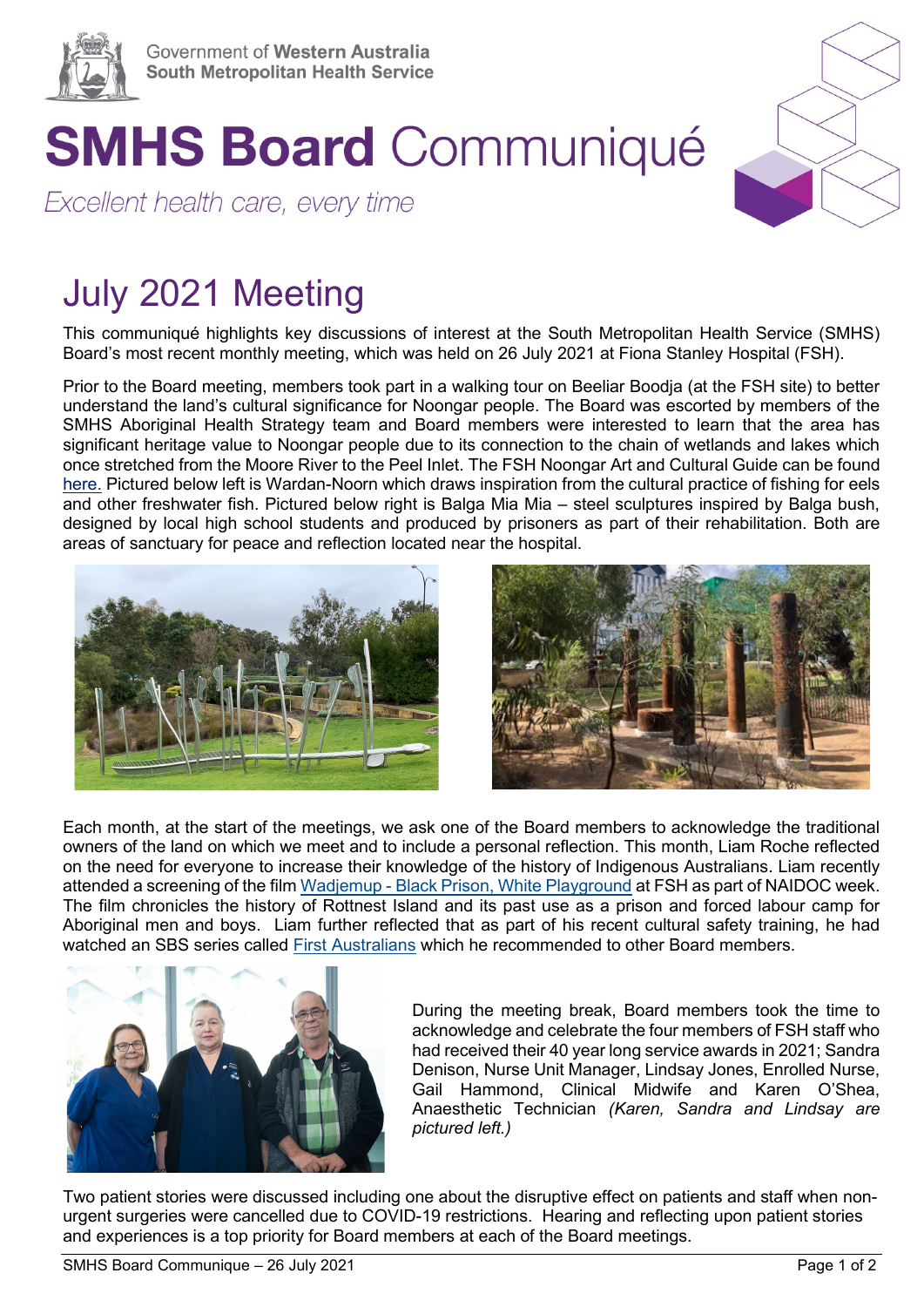Government of **Western Australia**
**South Metropolitan Health Service**

# **SMHS Board** Communiqué

*Excellent health care, every time*

## July 2021 Meeting

This communiqué highlights key discussions of interest at the South Metropolitan Health Service (SMHS) Board's most recent monthly meeting, which was held on 26 July 2021 at Fiona Stanley Hospital (FSH).

Prior to the Board meeting, members took part in a walking tour on Beeliar Boodja (at the FSH site) to better understand the land's cultural significance for Noongar people. The Board was escorted by members of the SMHS Aboriginal Health Strategy team and Board members were interested to learn that the area has significant heritage value to Noongar people due to its connection to the chain of wetlands and lakes which once stretched from the Moore River to the Peel Inlet. The FSH Noongar Art and Cultural Guide can be found here. Pictured below left is Wardan-Noorn which draws inspiration from the cultural practice of fishing for eels and other freshwater fish. Pictured below right is Balga Mia Mia – steel sculptures inspired by Balga bush, designed by local high school students and produced by prisoners as part of their rehabilitation. Both are areas of sanctuary for peace and reflection located near the hospital.

Each month, at the start of the meetings, we ask one of the Board members to acknowledge the traditional owners of the land on which we meet and to include a personal reflection. This month, Liam Roche reflected on the need for everyone to increase their knowledge of the history of Indigenous Australians. Liam recently attended a screening of the film Wadjemup - Black Prison, White Playground at FSH as part of NAIDOC week. The film chronicles the history of Rottnest Island and its past use as a prison and forced labour camp for Aboriginal men and boys. Liam further reflected that as part of his recent cultural safety training, he had watched an SBS series called First Australians which he recommended to other Board members.

During the meeting break, Board members took the time to acknowledge and celebrate the four members of FSH staff who had received their 40 year long service awards in 2021; Sandra Denison, Nurse Unit Manager, Lindsay Jones, Enrolled Nurse, Gail Hammond, Clinical Midwife and Karen O'Shea, Anaesthetic Technician *(Karen, Sandra and Lindsay are pictured left.)*

Two patient stories were discussed including one about the disruptive effect on patients and staff when non-urgent surgeries were cancelled due to COVID-19 restrictions. Hearing and reflecting upon patient stories and experiences is a top priority for Board members at each of the Board meetings.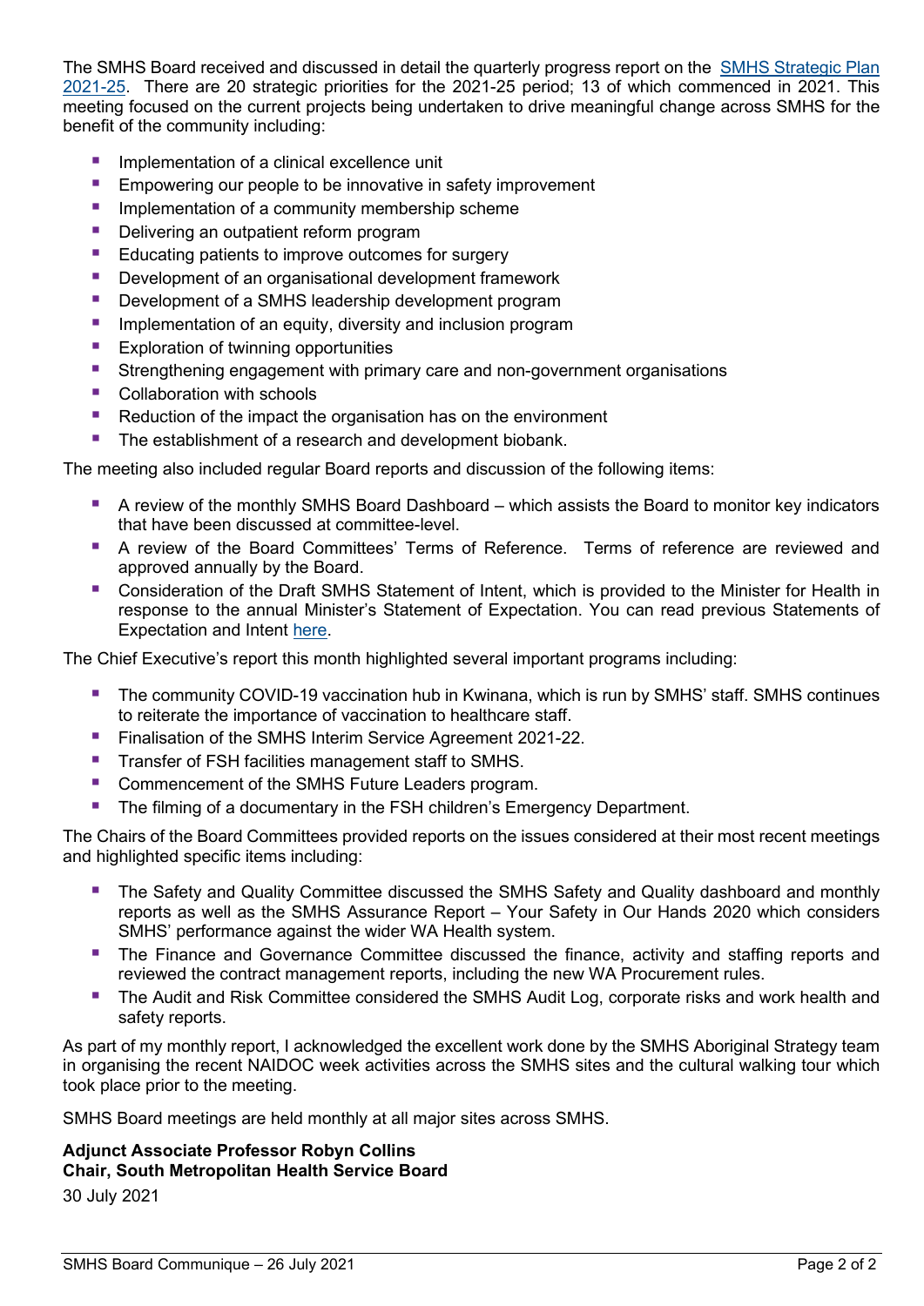The SMHS Board received and discussed in detail the quarterly progress report on the [SMHS Strategic Plan 2021-25](). There are 20 strategic priorities for the 2021-25 period; 13 of which commenced in 2021. This meeting focused on the current projects being undertaken to drive meaningful change across SMHS for the benefit of the community including:

- Implementation of a clinical excellence unit
- Empowering our people to be innovative in safety improvement
- Implementation of a community membership scheme
- Delivering an outpatient reform program
- Educating patients to improve outcomes for surgery
- Development of an organisational development framework
- Development of a SMHS leadership development program
- Implementation of an equity, diversity and inclusion program
- Exploration of twinning opportunities
- Strengthening engagement with primary care and non-government organisations
- Collaboration with schools
- Reduction of the impact the organisation has on the environment
- The establishment of a research and development biobank.

The meeting also included regular Board reports and discussion of the following items:

- A review of the monthly SMHS Board Dashboard – which assists the Board to monitor key indicators that have been discussed at committee-level.
- A review of the Board Committees' Terms of Reference. Terms of reference are reviewed and approved annually by the Board.
- Consideration of the Draft SMHS Statement of Intent, which is provided to the Minister for Health in response to the annual Minister's Statement of Expectation. You can read previous Statements of Expectation and Intent [here]().

The Chief Executive's report this month highlighted several important programs including:

- The community COVID-19 vaccination hub in Kwinana, which is run by SMHS' staff. SMHS continues to reiterate the importance of vaccination to healthcare staff.
- Finalisation of the SMHS Interim Service Agreement 2021-22.
- Transfer of FSH facilities management staff to SMHS.
- Commencement of the SMHS Future Leaders program.
- The filming of a documentary in the FSH children's Emergency Department.

The Chairs of the Board Committees provided reports on the issues considered at their most recent meetings and highlighted specific items including:

- The Safety and Quality Committee discussed the SMHS Safety and Quality dashboard and monthly reports as well as the SMHS Assurance Report – Your Safety in Our Hands 2020 which considers SMHS' performance against the wider WA Health system.
- The Finance and Governance Committee discussed the finance, activity and staffing reports and reviewed the contract management reports, including the new WA Procurement rules.
- The Audit and Risk Committee considered the SMHS Audit Log, corporate risks and work health and safety reports.

As part of my monthly report, I acknowledged the excellent work done by the SMHS Aboriginal Strategy team in organising the recent NAIDOC week activities across the SMHS sites and the cultural walking tour which took place prior to the meeting.

SMHS Board meetings are held monthly at all major sites across SMHS.

**Adjunct Associate Professor Robyn Collins**
**Chair, South Metropolitan Health Service Board**

30 July 2021